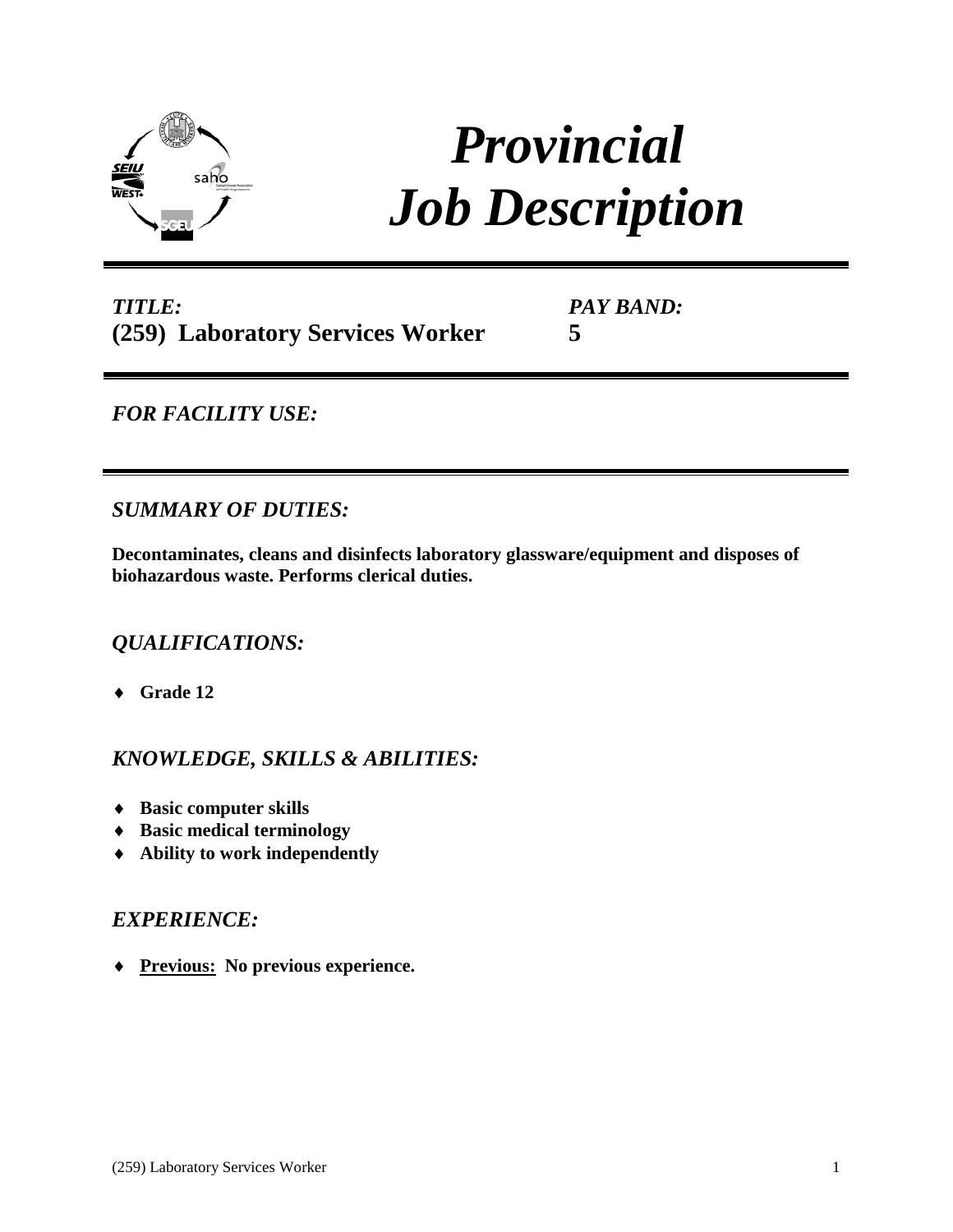# *Provincial Job Description*

***TITLE:***
**(259) Laboratory Services Worker**

***PAY BAND:***
**5**

---

***FOR FACILITY USE:***

---

## *SUMMARY OF DUTIES:*

**Decontaminates, cleans and disinfects laboratory glassware/equipment and disposes of biohazardous waste. Performs clerical duties.**

## *QUALIFICATIONS:*

- **Grade 12**

## *KNOWLEDGE, SKILLS & ABILITIES:*

- **Basic computer skills**
- **Basic medical terminology**
- **Ability to work independently**

## *EXPERIENCE:*

- **Previous: No previous experience.**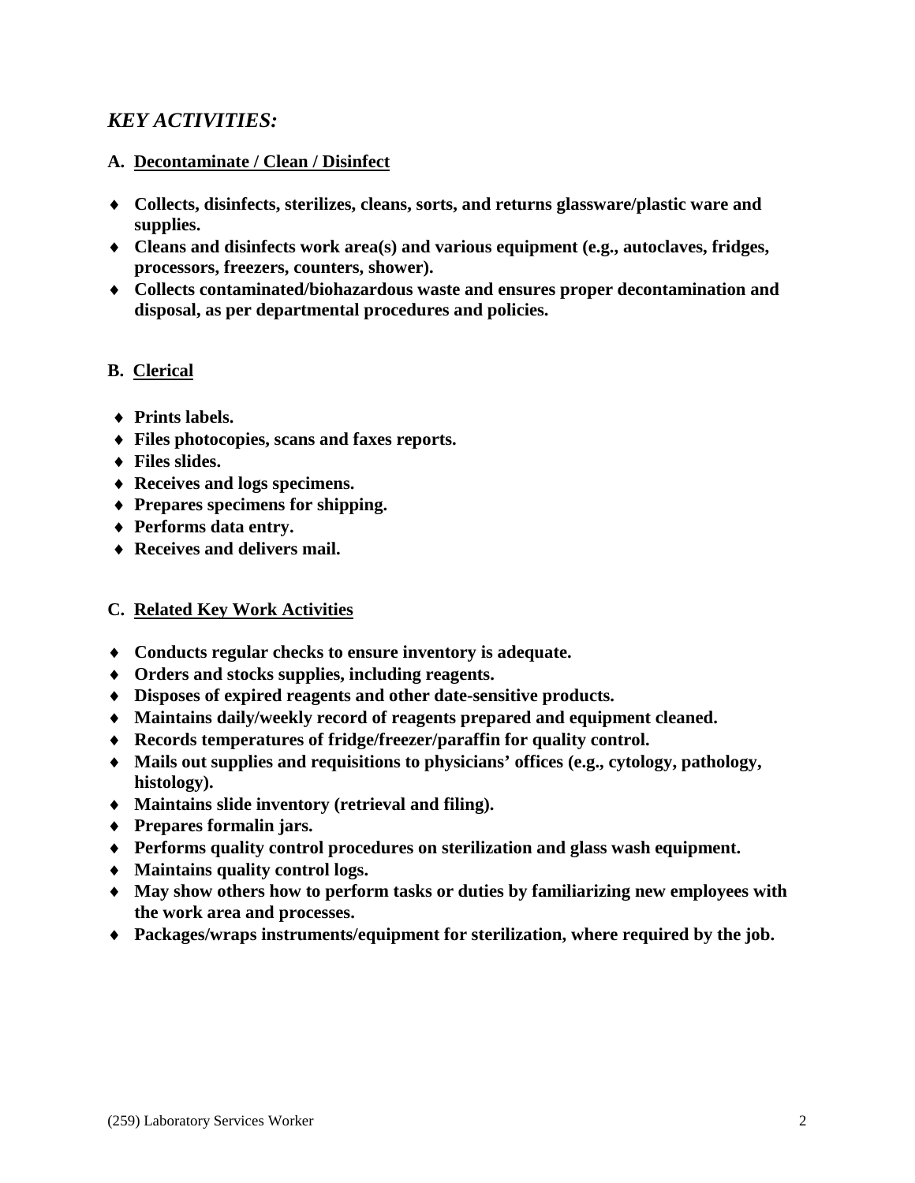## *KEY ACTIVITIES:*

### A. <u>Decontaminate / Clean / Disinfect</u>

- **Collects, disinfects, sterilizes, cleans, sorts, and returns glassware/plastic ware and supplies.**
- **Cleans and disinfects work area(s) and various equipment (e.g., autoclaves, fridges, processors, freezers, counters, shower).**
- **Collects contaminated/biohazardous waste and ensures proper decontamination and disposal, as per departmental procedures and policies.**

### B. <u>Clerical</u>

- **Prints labels.**
- **Files photocopies, scans and faxes reports.**
- **Files slides.**
- **Receives and logs specimens.**
- **Prepares specimens for shipping.**
- **Performs data entry.**
- **Receives and delivers mail.**

### C. <u>Related Key Work Activities</u>

- **Conducts regular checks to ensure inventory is adequate.**
- **Orders and stocks supplies, including reagents.**
- **Disposes of expired reagents and other date-sensitive products.**
- **Maintains daily/weekly record of reagents prepared and equipment cleaned.**
- **Records temperatures of fridge/freezer/paraffin for quality control.**
- **Mails out supplies and requisitions to physicians' offices (e.g., cytology, pathology, histology).**
- **Maintains slide inventory (retrieval and filing).**
- **Prepares formalin jars.**
- **Performs quality control procedures on sterilization and glass wash equipment.**
- **Maintains quality control logs.**
- **May show others how to perform tasks or duties by familiarizing new employees with the work area and processes.**
- **Packages/wraps instruments/equipment for sterilization, where required by the job.**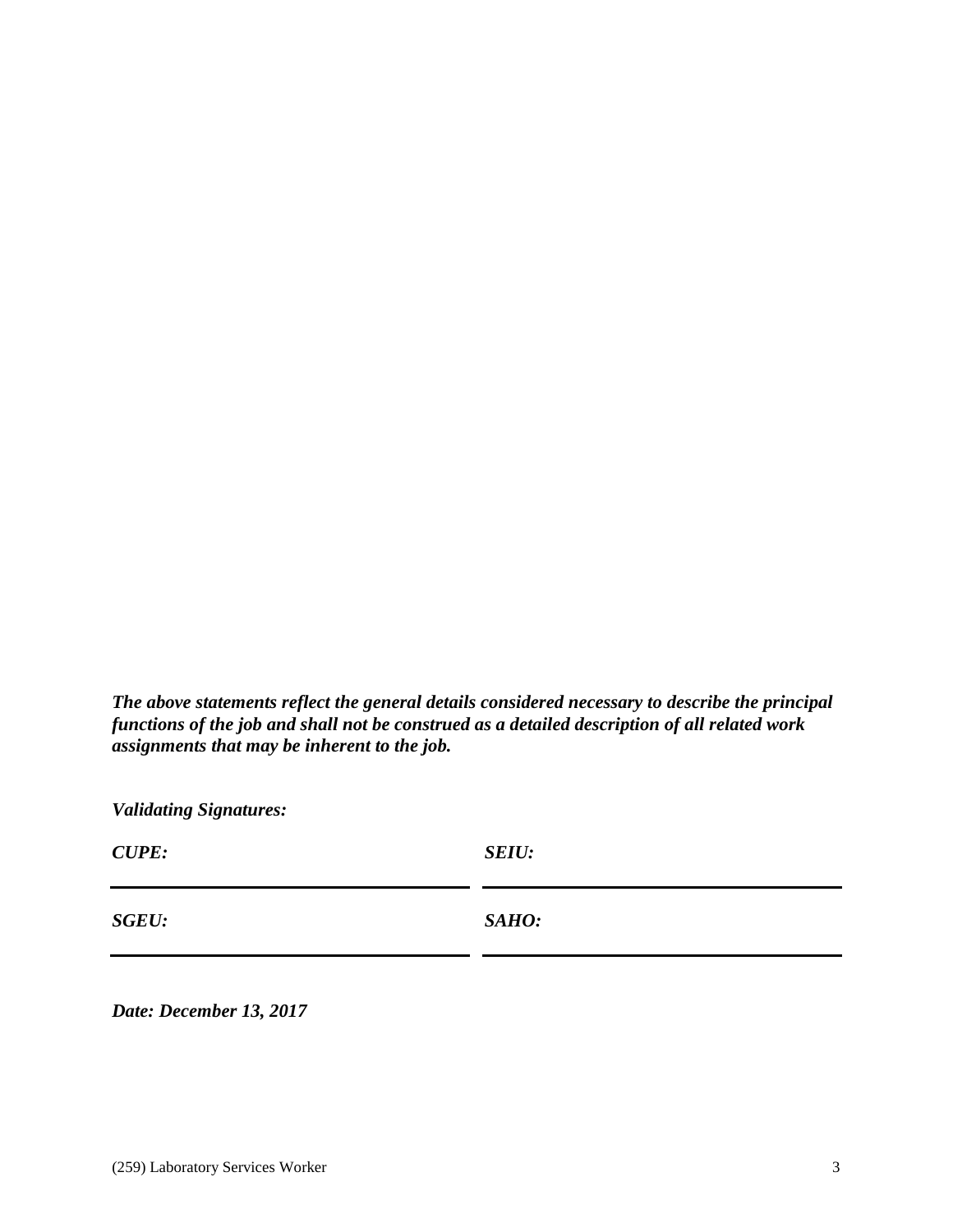***The above statements reflect the general details considered necessary to describe the principal functions of the job and shall not be construed as a detailed description of all related work assignments that may be inherent to the job.***

***Validating Signatures:***

| | |
|---|---|
| ***CUPE:*** | ***SEIU:*** |
| ______________________________ | ______________________________ |
| ***SGEU:*** | ***SAHO:*** |
| ______________________________ | ______________________________ |

***Date: December 13, 2017***